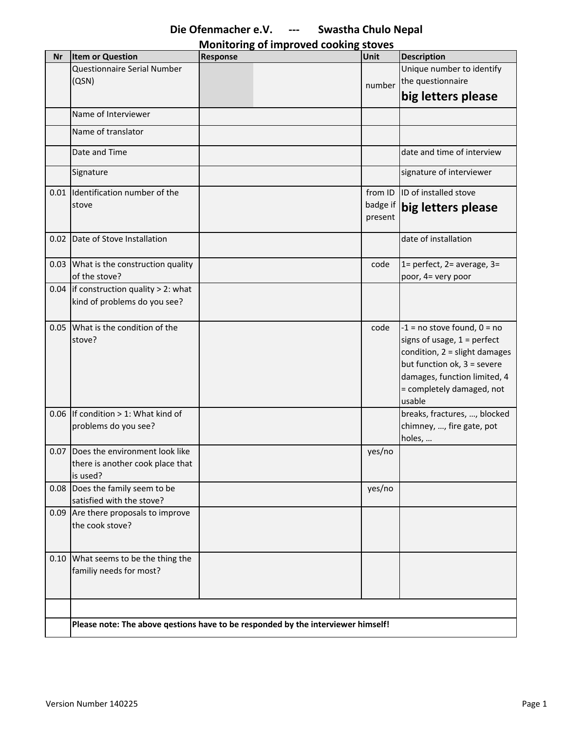# Die Ofenmacher e.V. --- Swastha Chulo Nepal

## Monitoring of improved cooking stoves

| Nr | Item or Question | Response | Unit | Description |
|---|---|---|---|---|
| | Questionnaire Serial Number (QSN) | | number | Unique number to identify the questionnaire **big letters please** |
| | Name of Interviewer | | | |
| | Name of translator | | | |
| | Date and Time | | | date and time of interview |
| | Signature | | | signature of interviewer |
| 0.01 | Identification number of the stove | | from ID badge if present | ID of installed stove **big letters please** |
| 0.02 | Date of Stove Installation | | | date of installation |
| 0.03 | What is the construction quality of the stove? | | code | 1= perfect, 2= average, 3= poor, 4= very poor |
| 0.04 | if construction quality > 2: what kind of problems do you see? | | | |
| 0.05 | What is the condition of the stove? | | code | -1 = no stove found, 0 = no signs of usage, 1 = perfect condition, 2 = slight damages but function ok, 3 = severe damages, function limited, 4 = completely damaged, not usable |
| 0.06 | If condition > 1: What kind of problems do you see? | | | breaks, fractures, …, blocked chimney, …, fire gate, pot holes, … |
| 0.07 | Does the environment look like there is another cook place that is used? | | yes/no | |
| 0.08 | Does the family seem to be satisfied with the stove? | | yes/no | |
| 0.09 | Are there proposals to improve the cook stove? | | | |
| 0.10 | What seems to be the thing the familiy needs for most? | | | |
| | | | | |
| | **Please note: The above qestions have to be responded by the interviewer himself!** | | | |

Version Number 140225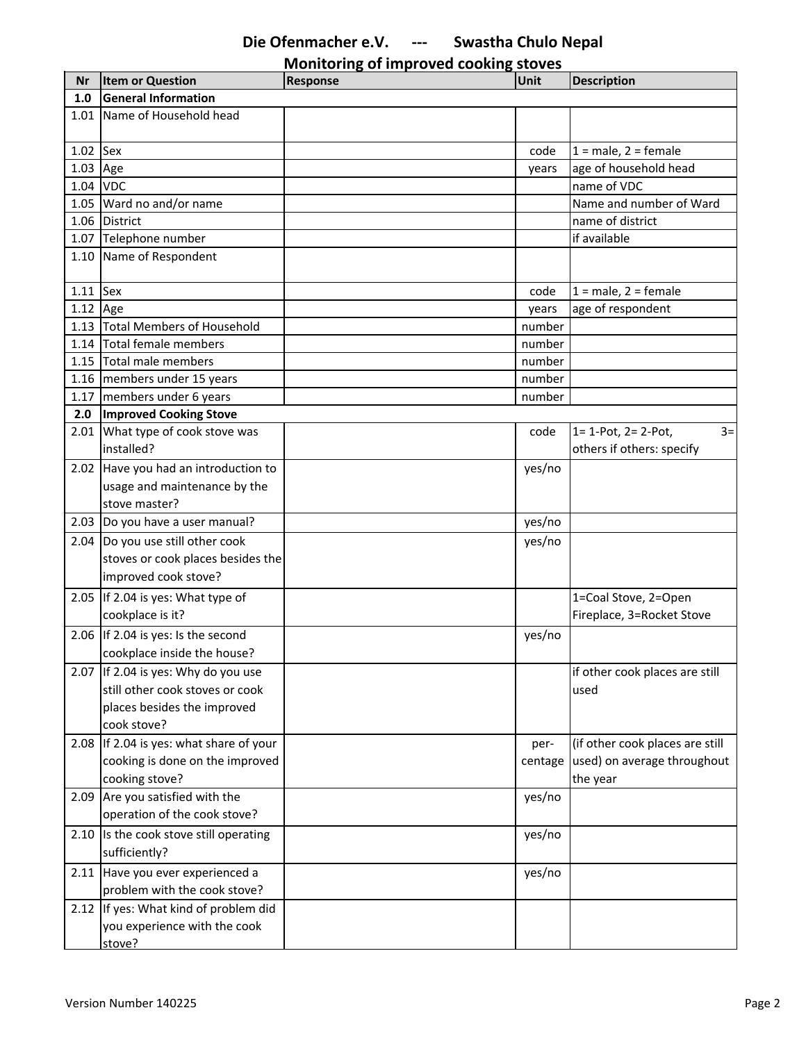# Die Ofenmacher e.V. --- Swastha Chulo Nepal

## Monitoring of improved cooking stoves

| Nr | Item or Question | Response | Unit | Description |
|---|---|---|---|---|
| 1.0 | **General Information** | | | |
| 1.01 | Name of Household head | | | |
| 1.02 | Sex | | code | 1 = male, 2 = female |
| 1.03 | Age | | years | age of household head |
| 1.04 | VDC | | | name of VDC |
| 1.05 | Ward no and/or name | | | Name and number of Ward |
| 1.06 | District | | | name of district |
| 1.07 | Telephone number | | | if available |
| 1.10 | Name of Respondent | | | |
| 1.11 | Sex | | code | 1 = male, 2 = female |
| 1.12 | Age | | years | age of respondent |
| 1.13 | Total Members of Household | | number | |
| 1.14 | Total female members | | number | |
| 1.15 | Total male members | | number | |
| 1.16 | members under 15 years | | number | |
| 1.17 | members under 6 years | | number | |
| 2.0 | **Improved Cooking Stove** | | | |
| 2.01 | What type of cook stove was installed? | | code | 1= 1-Pot, 2= 2-Pot, 3= others if others: specify |
| 2.02 | Have you had an introduction to usage and maintenance by the stove master? | | yes/no | |
| 2.03 | Do you have a user manual? | | yes/no | |
| 2.04 | Do you use still other cook stoves or cook places besides the improved cook stove? | | yes/no | |
| 2.05 | If 2.04 is yes: What type of cookplace is it? | | | 1=Coal Stove, 2=Open Fireplace, 3=Rocket Stove |
| 2.06 | If 2.04 is yes: Is the second cookplace inside the house? | | yes/no | |
| 2.07 | If 2.04 is yes: Why do you use still other cook stoves or cook places besides the improved cook stove? | | | if other cook places are still used |
| 2.08 | If 2.04 is yes: what share of your cooking is done on the improved cooking stove? | | per-centage | (if other cook places are still used) on average throughout the year |
| 2.09 | Are you satisfied with the operation of the cook stove? | | yes/no | |
| 2.10 | Is the cook stove still operating sufficiently? | | yes/no | |
| 2.11 | Have you ever experienced a problem with the cook stove? | | yes/no | |
| 2.12 | If yes: What kind of problem did you experience with the cook stove? | | | |

Version Number 140225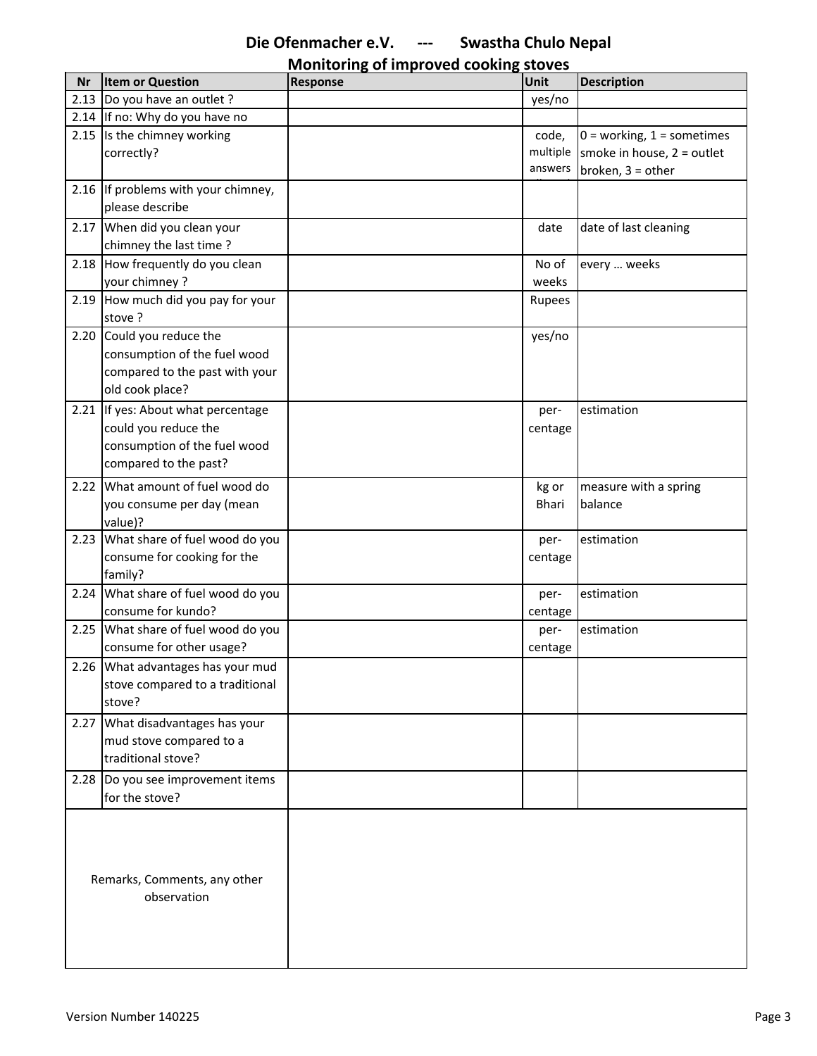# Die Ofenmacher e.V. --- Swastha Chulo Nepal

## Monitoring of improved cooking stoves

| Nr | Item or Question | Response | Unit | Description |
|---|---|---|---|---|
| 2.13 | Do you have an outlet ? | | yes/no | |
| 2.14 | If no: Why do you have no | | | |
| 2.15 | Is the chimney working correctly? | | code, multiple answers | 0 = working, 1 = sometimes smoke in house, 2 = outlet broken, 3 = other |
| 2.16 | If problems with your chimney, please describe | | | |
| 2.17 | When did you clean your chimney the last time ? | | date | date of last cleaning |
| 2.18 | How frequently do you clean your chimney ? | | No of weeks | every … weeks |
| 2.19 | How much did you pay for your stove ? | | Rupees | |
| 2.20 | Could you reduce the consumption of the fuel wood compared to the past with your old cook place? | | yes/no | |
| 2.21 | If yes: About what percentage could you reduce the consumption of the fuel wood compared to the past? | | per-centage | estimation |
| 2.22 | What amount of fuel wood do you consume per day (mean value)? | | kg or Bhari | measure with a spring balance |
| 2.23 | What share of fuel wood do you consume for cooking for the family? | | per-centage | estimation |
| 2.24 | What share of fuel wood do you consume for kundo? | | per-centage | estimation |
| 2.25 | What share of fuel wood do you consume for other usage? | | per-centage | estimation |
| 2.26 | What advantages has your mud stove compared to a traditional stove? | | | |
| 2.27 | What disadvantages has your mud stove compared to a traditional stove? | | | |
| 2.28 | Do you see improvement items for the stove? | | | |
| | Remarks, Comments, any other observation | | | |

Version Number 140225